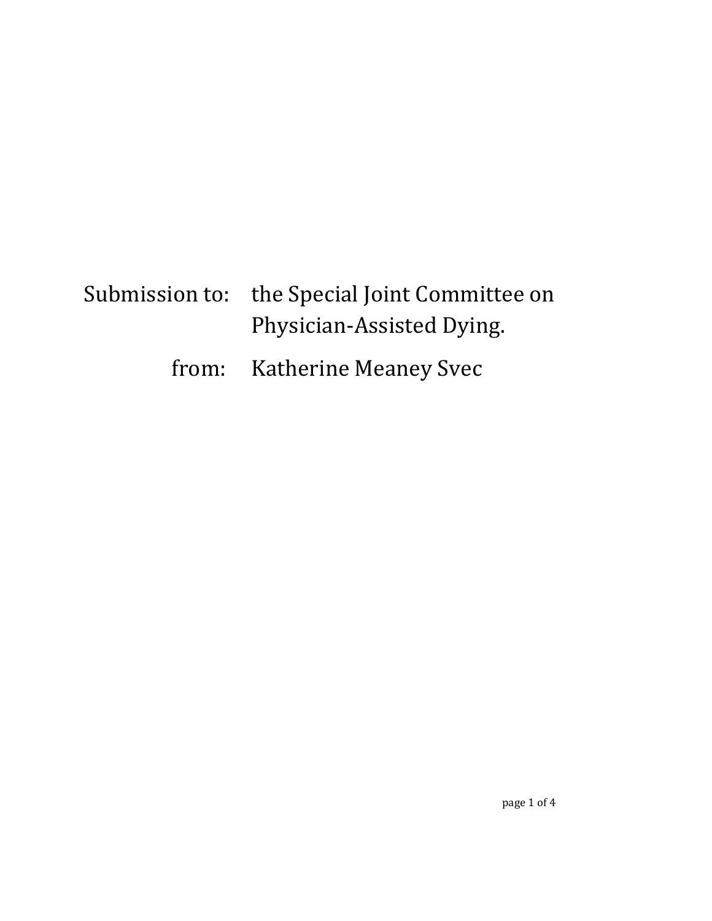Submission to: the Special Joint Committee on Physician-Assisted Dying.

from: Katherine Meaney Svec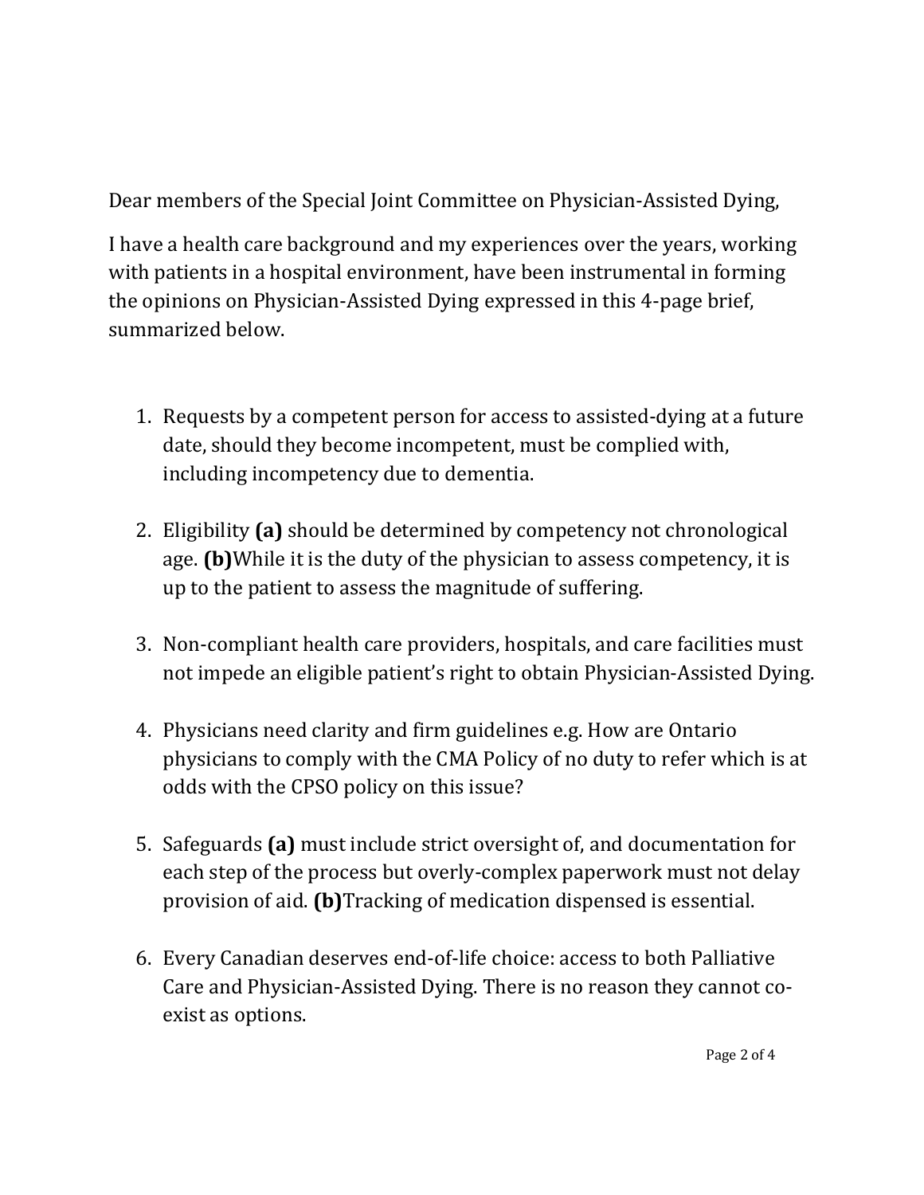Dear members of the Special Joint Committee on Physician-Assisted Dying,

I have a health care background and my experiences over the years, working with patients in a hospital environment, have been instrumental in forming the opinions on Physician-Assisted Dying expressed in this 4-page brief, summarized below.

1. Requests by a competent person for access to assisted-dying at a future date, should they become incompetent, must be complied with, including incompetency due to dementia.
2. Eligibility **(a)** should be determined by competency not chronological age. **(b)**While it is the duty of the physician to assess competency, it is up to the patient to assess the magnitude of suffering.
3. Non-compliant health care providers, hospitals, and care facilities must not impede an eligible patient's right to obtain Physician-Assisted Dying.
4. Physicians need clarity and firm guidelines e.g. How are Ontario physicians to comply with the CMA Policy of no duty to refer which is at odds with the CPSO policy on this issue?
5. Safeguards **(a)** must include strict oversight of, and documentation for each step of the process but overly-complex paperwork must not delay provision of aid. **(b)**Tracking of medication dispensed is essential.
6. Every Canadian deserves end-of-life choice: access to both Palliative Care and Physician-Assisted Dying. There is no reason they cannot co-exist as options.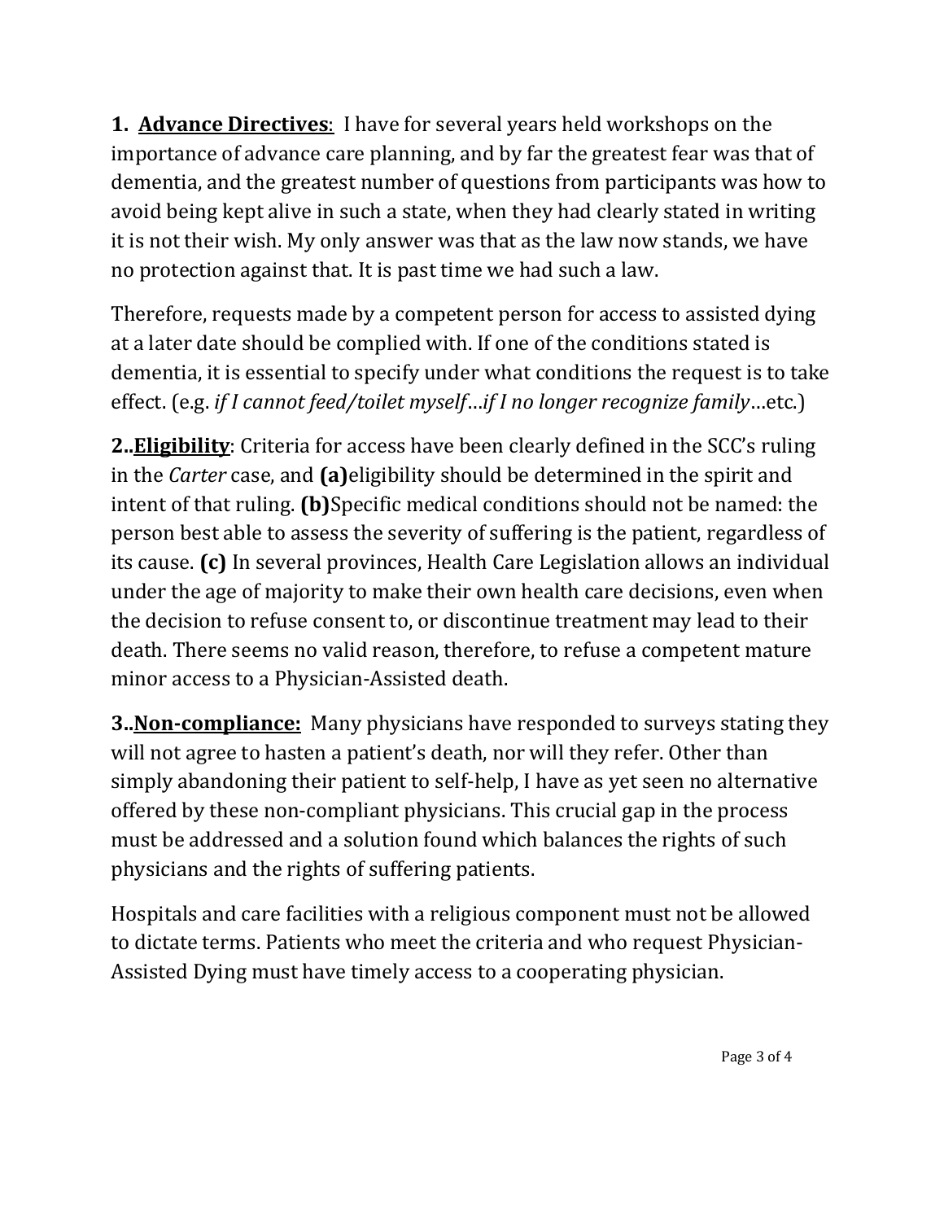**1. <u>Advance Directives</u>:** I have for several years held workshops on the importance of advance care planning, and by far the greatest fear was that of dementia, and the greatest number of questions from participants was how to avoid being kept alive in such a state, when they had clearly stated in writing it is not their wish. My only answer was that as the law now stands, we have no protection against that. It is past time we had such a law.

Therefore, requests made by a competent person for access to assisted dying at a later date should be complied with. If one of the conditions stated is dementia, it is essential to specify under what conditions the request is to take effect. (e.g. *if I cannot feed/toilet myself*…*if I no longer recognize family*…etc.)

**2..<u>Eligibility</u>**: Criteria for access have been clearly defined in the SCC's ruling in the *Carter* case, and **(a)**eligibility should be determined in the spirit and intent of that ruling. **(b)**Specific medical conditions should not be named: the person best able to assess the severity of suffering is the patient, regardless of its cause. **(c)** In several provinces, Health Care Legislation allows an individual under the age of majority to make their own health care decisions, even when the decision to refuse consent to, or discontinue treatment may lead to their death. There seems no valid reason, therefore, to refuse a competent mature minor access to a Physician-Assisted death.

**3..<u>Non-compliance:</u>** Many physicians have responded to surveys stating they will not agree to hasten a patient's death, nor will they refer. Other than simply abandoning their patient to self-help, I have as yet seen no alternative offered by these non-compliant physicians. This crucial gap in the process must be addressed and a solution found which balances the rights of such physicians and the rights of suffering patients.

Hospitals and care facilities with a religious component must not be allowed to dictate terms. Patients who meet the criteria and who request Physician-Assisted Dying must have timely access to a cooperating physician.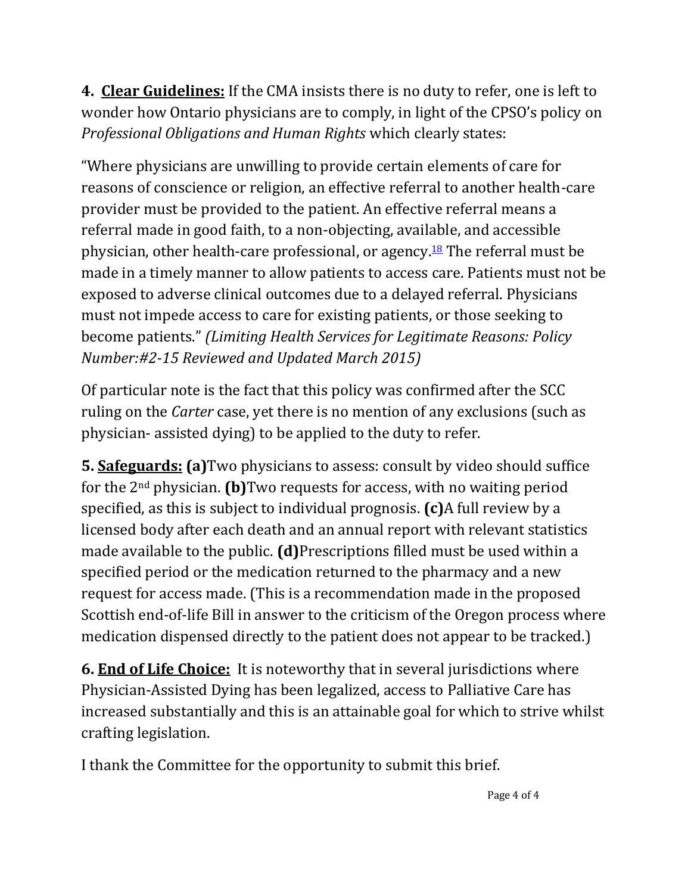**4. <u>Clear Guidelines:</u>** If the CMA insists there is no duty to refer, one is left to wonder how Ontario physicians are to comply, in light of the CPSO's policy on *Professional Obligations and Human Rights* which clearly states:

"Where physicians are unwilling to provide certain elements of care for reasons of conscience or religion, an effective referral to another health-care provider must be provided to the patient. An effective referral means a referral made in good faith, to a non-objecting, available, and accessible physician, other health-care professional, or agency.[18] The referral must be made in a timely manner to allow patients to access care. Patients must not be exposed to adverse clinical outcomes due to a delayed referral. Physicians must not impede access to care for existing patients, or those seeking to become patients." *(Limiting Health Services for Legitimate Reasons: Policy Number:#2-15 Reviewed and Updated March 2015)*

Of particular note is the fact that this policy was confirmed after the SCC ruling on the *Carter* case, yet there is no mention of any exclusions (such as physician- assisted dying) to be applied to the duty to refer.

**5. <u>Safeguards:</u> (a)**Two physicians to assess: consult by video should suffice for the 2nd physician. **(b)**Two requests for access, with no waiting period specified, as this is subject to individual prognosis. **(c)**A full review by a licensed body after each death and an annual report with relevant statistics made available to the public. **(d)**Prescriptions filled must be used within a specified period or the medication returned to the pharmacy and a new request for access made. (This is a recommendation made in the proposed Scottish end-of-life Bill in answer to the criticism of the Oregon process where medication dispensed directly to the patient does not appear to be tracked.)

**6. <u>End of Life Choice:</u>** It is noteworthy that in several jurisdictions where Physician-Assisted Dying has been legalized, access to Palliative Care has increased substantially and this is an attainable goal for which to strive whilst crafting legislation.

I thank the Committee for the opportunity to submit this brief.